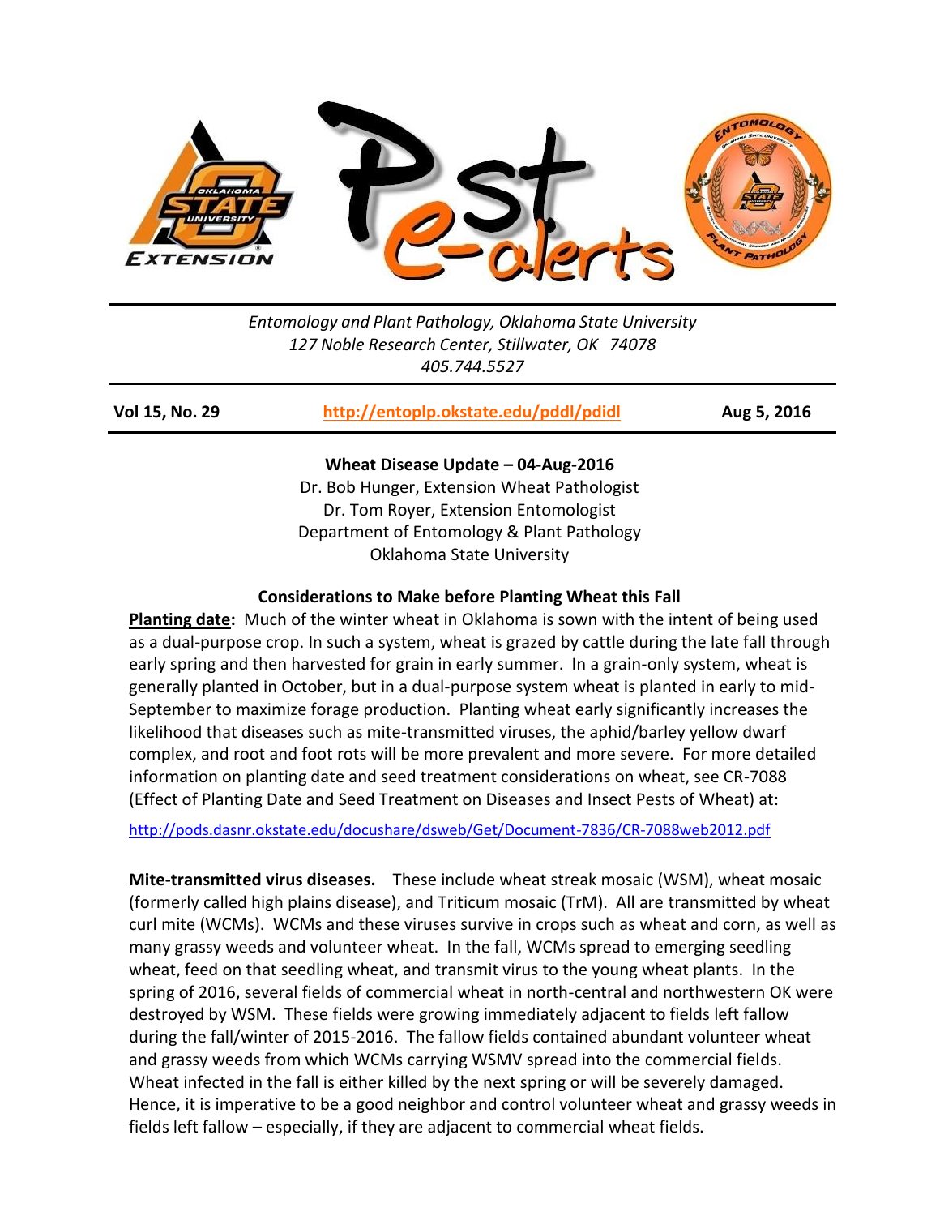*Entomology and Plant Pathology, Oklahoma State University*
*127 Noble Research Center, Stillwater, OK 74078*
*405.744.5527*

**Vol 15, No. 29** | **http://entoplp.okstate.edu/pddl/pdidl** | **Aug 5, 2016**

**Wheat Disease Update – 04-Aug-2016**

Dr. Bob Hunger, Extension Wheat Pathologist
Dr. Tom Royer, Extension Entomologist
Department of Entomology & Plant Pathology
Oklahoma State University

## Considerations to Make before Planting Wheat this Fall

**Planting date:** Much of the winter wheat in Oklahoma is sown with the intent of being used as a dual-purpose crop. In such a system, wheat is grazed by cattle during the late fall through early spring and then harvested for grain in early summer. In a grain-only system, wheat is generally planted in October, but in a dual-purpose system wheat is planted in early to mid-September to maximize forage production. Planting wheat early significantly increases the likelihood that diseases such as mite-transmitted viruses, the aphid/barley yellow dwarf complex, and root and foot rots will be more prevalent and more severe. For more detailed information on planting date and seed treatment considerations on wheat, see CR-7088 (Effect of Planting Date and Seed Treatment on Diseases and Insect Pests of Wheat) at:

http://pods.dasnr.okstate.edu/docushare/dsweb/Get/Document-7836/CR-7088web2012.pdf

**Mite-transmitted virus diseases.** These include wheat streak mosaic (WSM), wheat mosaic (formerly called high plains disease), and Triticum mosaic (TrM). All are transmitted by wheat curl mite (WCMs). WCMs and these viruses survive in crops such as wheat and corn, as well as many grassy weeds and volunteer wheat. In the fall, WCMs spread to emerging seedling wheat, feed on that seedling wheat, and transmit virus to the young wheat plants. In the spring of 2016, several fields of commercial wheat in north-central and northwestern OK were destroyed by WSM. These fields were growing immediately adjacent to fields left fallow during the fall/winter of 2015-2016. The fallow fields contained abundant volunteer wheat and grassy weeds from which WCMs carrying WSMV spread into the commercial fields. Wheat infected in the fall is either killed by the next spring or will be severely damaged. Hence, it is imperative to be a good neighbor and control volunteer wheat and grassy weeds in fields left fallow – especially, if they are adjacent to commercial wheat fields.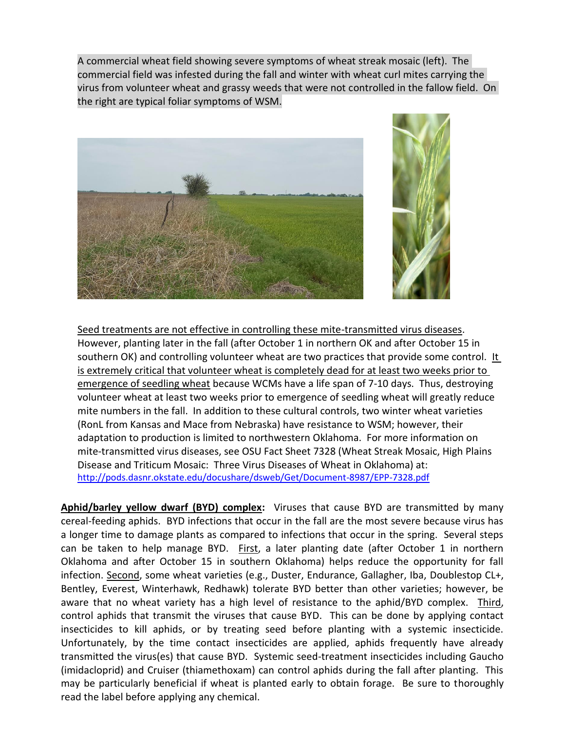A commercial wheat field showing severe symptoms of wheat streak mosaic (left). The commercial field was infested during the fall and winter with wheat curl mites carrying the virus from volunteer wheat and grassy weeds that were not controlled in the fallow field. On the right are typical foliar symptoms of WSM.

<u>Seed treatments are not effective in controlling these mite-transmitted virus diseases</u>. However, planting later in the fall (after October 1 in northern OK and after October 15 in southern OK) and controlling volunteer wheat are two practices that provide some control. <u>It is extremely critical that volunteer wheat is completely dead for at least two weeks prior to emergence of seedling wheat</u> because WCMs have a life span of 7-10 days. Thus, destroying volunteer wheat at least two weeks prior to emergence of seedling wheat will greatly reduce mite numbers in the fall. In addition to these cultural controls, two winter wheat varieties (RonL from Kansas and Mace from Nebraska) have resistance to WSM; however, their adaptation to production is limited to northwestern Oklahoma. For more information on mite-transmitted virus diseases, see OSU Fact Sheet 7328 (Wheat Streak Mosaic, High Plains Disease and Triticum Mosaic: Three Virus Diseases of Wheat in Oklahoma) at: http://pods.dasnr.okstate.edu/docushare/dsweb/Get/Document-8987/EPP-7328.pdf

**<u>Aphid/barley yellow dwarf (BYD) complex</u>:** Viruses that cause BYD are transmitted by many cereal-feeding aphids. BYD infections that occur in the fall are the most severe because virus has a longer time to damage plants as compared to infections that occur in the spring. Several steps can be taken to help manage BYD. <u>First</u>, a later planting date (after October 1 in northern Oklahoma and after October 15 in southern Oklahoma) helps reduce the opportunity for fall infection. <u>Second</u>, some wheat varieties (e.g., Duster, Endurance, Gallagher, Iba, Doublestop CL+, Bentley, Everest, Winterhawk, Redhawk) tolerate BYD better than other varieties; however, be aware that no wheat variety has a high level of resistance to the aphid/BYD complex. <u>Third</u>, control aphids that transmit the viruses that cause BYD. This can be done by applying contact insecticides to kill aphids, or by treating seed before planting with a systemic insecticide. Unfortunately, by the time contact insecticides are applied, aphids frequently have already transmitted the virus(es) that cause BYD. Systemic seed-treatment insecticides including Gaucho (imidacloprid) and Cruiser (thiamethoxam) can control aphids during the fall after planting. This may be particularly beneficial if wheat is planted early to obtain forage. Be sure to thoroughly read the label before applying any chemical.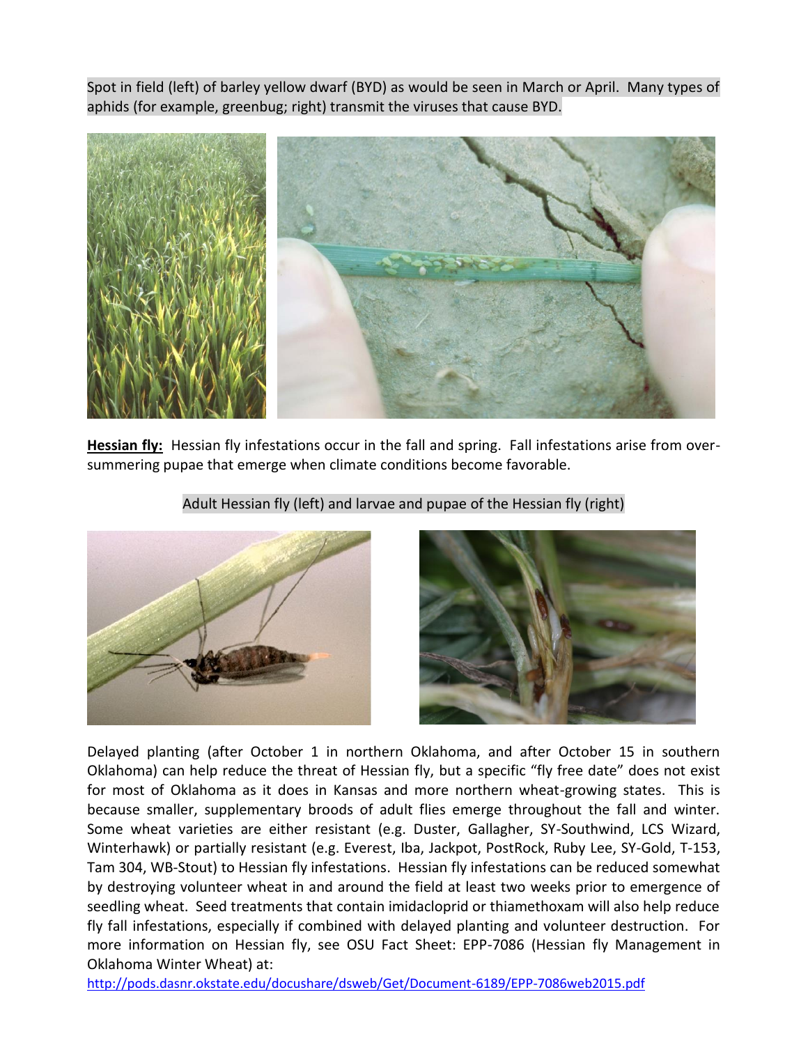Spot in field (left) of barley yellow dwarf (BYD) as would be seen in March or April. Many types of aphids (for example, greenbug; right) transmit the viruses that cause BYD.

**Hessian fly:** Hessian fly infestations occur in the fall and spring. Fall infestations arise from over-summering pupae that emerge when climate conditions become favorable.

Adult Hessian fly (left) and larvae and pupae of the Hessian fly (right)

Delayed planting (after October 1 in northern Oklahoma, and after October 15 in southern Oklahoma) can help reduce the threat of Hessian fly, but a specific "fly free date" does not exist for most of Oklahoma as it does in Kansas and more northern wheat-growing states. This is because smaller, supplementary broods of adult flies emerge throughout the fall and winter. Some wheat varieties are either resistant (e.g. Duster, Gallagher, SY-Southwind, LCS Wizard, Winterhawk) or partially resistant (e.g. Everest, Iba, Jackpot, PostRock, Ruby Lee, SY-Gold, T-153, Tam 304, WB-Stout) to Hessian fly infestations. Hessian fly infestations can be reduced somewhat by destroying volunteer wheat in and around the field at least two weeks prior to emergence of seedling wheat. Seed treatments that contain imidacloprid or thiamethoxam will also help reduce fly fall infestations, especially if combined with delayed planting and volunteer destruction. For more information on Hessian fly, see OSU Fact Sheet: EPP-7086 (Hessian fly Management in Oklahoma Winter Wheat) at:
http://pods.dasnr.okstate.edu/docushare/dsweb/Get/Document-6189/EPP-7086web2015.pdf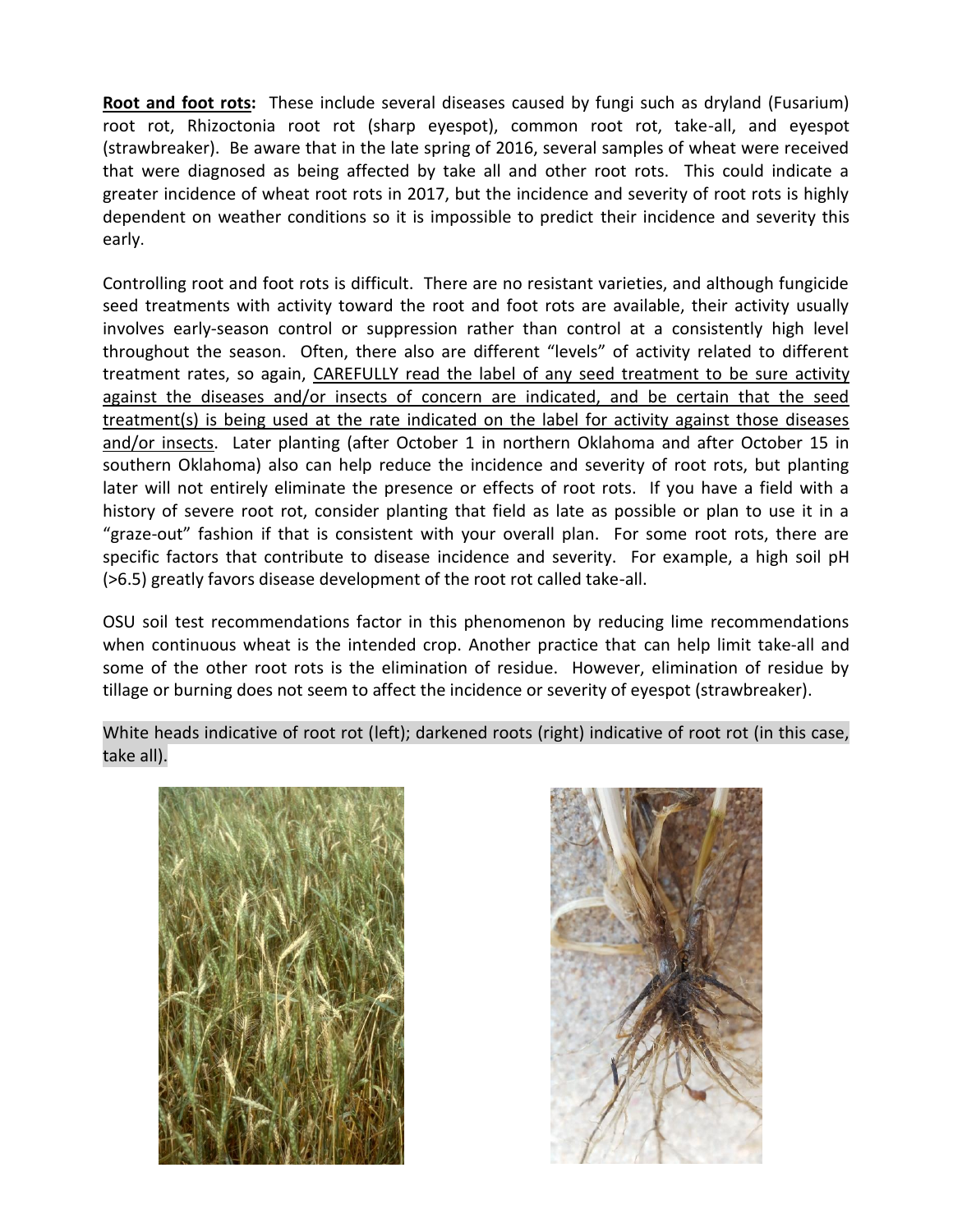**Root and foot rots:** These include several diseases caused by fungi such as dryland (Fusarium) root rot, Rhizoctonia root rot (sharp eyespot), common root rot, take-all, and eyespot (strawbreaker). Be aware that in the late spring of 2016, several samples of wheat were received that were diagnosed as being affected by take all and other root rots. This could indicate a greater incidence of wheat root rots in 2017, but the incidence and severity of root rots is highly dependent on weather conditions so it is impossible to predict their incidence and severity this early.

Controlling root and foot rots is difficult. There are no resistant varieties, and although fungicide seed treatments with activity toward the root and foot rots are available, their activity usually involves early-season control or suppression rather than control at a consistently high level throughout the season. Often, there also are different "levels" of activity related to different treatment rates, so again, CAREFULLY read the label of any seed treatment to be sure activity against the diseases and/or insects of concern are indicated, and be certain that the seed treatment(s) is being used at the rate indicated on the label for activity against those diseases and/or insects. Later planting (after October 1 in northern Oklahoma and after October 15 in southern Oklahoma) also can help reduce the incidence and severity of root rots, but planting later will not entirely eliminate the presence or effects of root rots. If you have a field with a history of severe root rot, consider planting that field as late as possible or plan to use it in a "graze-out" fashion if that is consistent with your overall plan. For some root rots, there are specific factors that contribute to disease incidence and severity. For example, a high soil pH (>6.5) greatly favors disease development of the root rot called take-all.

OSU soil test recommendations factor in this phenomenon by reducing lime recommendations when continuous wheat is the intended crop. Another practice that can help limit take-all and some of the other root rots is the elimination of residue. However, elimination of residue by tillage or burning does not seem to affect the incidence or severity of eyespot (strawbreaker).

White heads indicative of root rot (left); darkened roots (right) indicative of root rot (in this case, take all).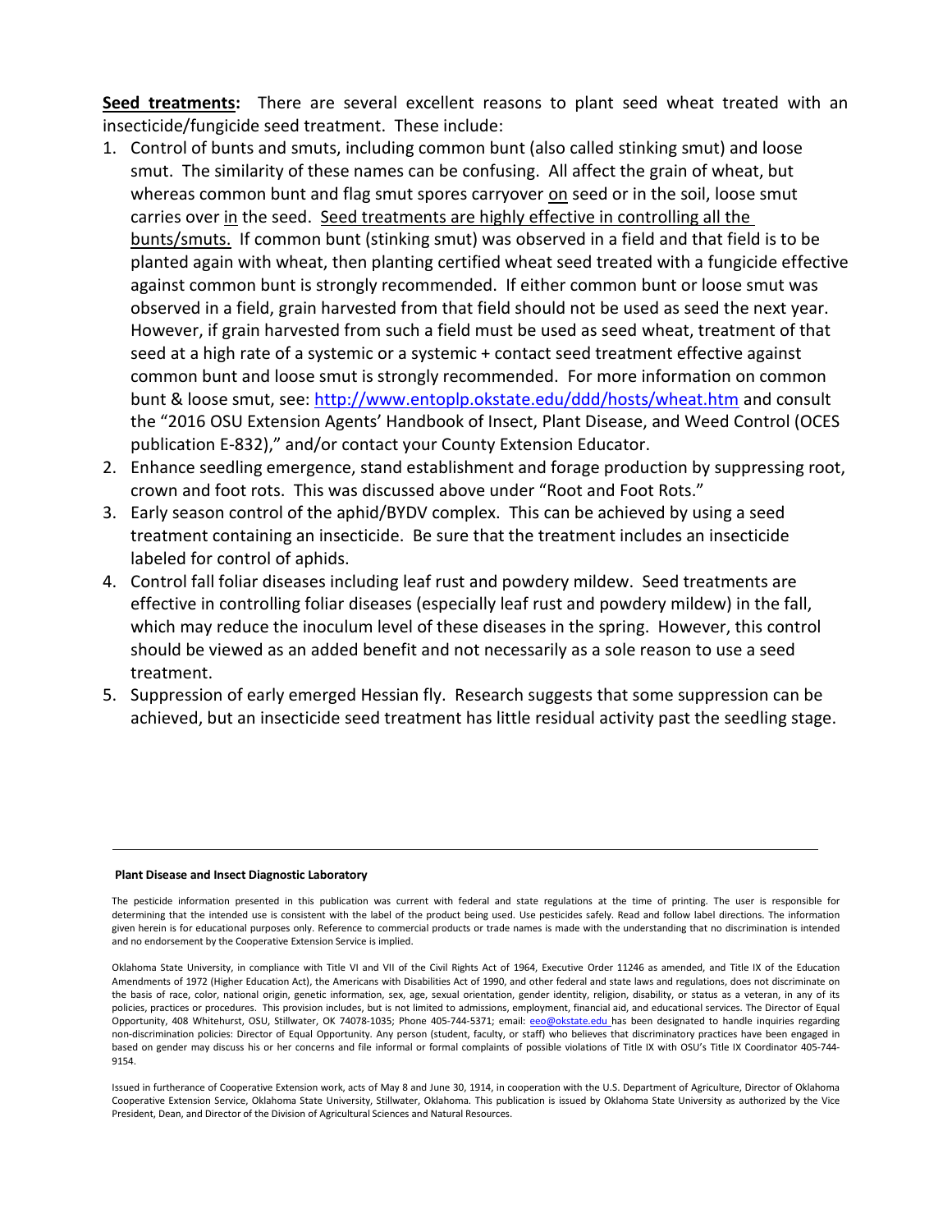**Seed treatments:** There are several excellent reasons to plant seed wheat treated with an insecticide/fungicide seed treatment. These include:

1. Control of bunts and smuts, including common bunt (also called stinking smut) and loose smut. The similarity of these names can be confusing. All affect the grain of wheat, but whereas common bunt and flag smut spores carryover on seed or in the soil, loose smut carries over in the seed. Seed treatments are highly effective in controlling all the bunts/smuts. If common bunt (stinking smut) was observed in a field and that field is to be planted again with wheat, then planting certified wheat seed treated with a fungicide effective against common bunt is strongly recommended. If either common bunt or loose smut was observed in a field, grain harvested from that field should not be used as seed the next year. However, if grain harvested from such a field must be used as seed wheat, treatment of that seed at a high rate of a systemic or a systemic + contact seed treatment effective against common bunt and loose smut is strongly recommended. For more information on common bunt & loose smut, see: http://www.entoplp.okstate.edu/ddd/hosts/wheat.htm and consult the "2016 OSU Extension Agents' Handbook of Insect, Plant Disease, and Weed Control (OCES publication E-832)," and/or contact your County Extension Educator.
2. Enhance seedling emergence, stand establishment and forage production by suppressing root, crown and foot rots. This was discussed above under "Root and Foot Rots."
3. Early season control of the aphid/BYDV complex. This can be achieved by using a seed treatment containing an insecticide. Be sure that the treatment includes an insecticide labeled for control of aphids.
4. Control fall foliar diseases including leaf rust and powdery mildew. Seed treatments are effective in controlling foliar diseases (especially leaf rust and powdery mildew) in the fall, which may reduce the inoculum level of these diseases in the spring. However, this control should be viewed as an added benefit and not necessarily as a sole reason to use a seed treatment.
5. Suppression of early emerged Hessian fly. Research suggests that some suppression can be achieved, but an insecticide seed treatment has little residual activity past the seedling stage.

---

**Plant Disease and Insect Diagnostic Laboratory**

The pesticide information presented in this publication was current with federal and state regulations at the time of printing. The user is responsible for determining that the intended use is consistent with the label of the product being used. Use pesticides safely. Read and follow label directions. The information given herein is for educational purposes only. Reference to commercial products or trade names is made with the understanding that no discrimination is intended and no endorsement by the Cooperative Extension Service is implied.

Oklahoma State University, in compliance with Title VI and VII of the Civil Rights Act of 1964, Executive Order 11246 as amended, and Title IX of the Education Amendments of 1972 (Higher Education Act), the Americans with Disabilities Act of 1990, and other federal and state laws and regulations, does not discriminate on the basis of race, color, national origin, genetic information, sex, age, sexual orientation, gender identity, religion, disability, or status as a veteran, in any of its policies, practices or procedures. This provision includes, but is not limited to admissions, employment, financial aid, and educational services. The Director of Equal Opportunity, 408 Whitehurst, OSU, Stillwater, OK 74078-1035; Phone 405-744-5371; email: eeo@okstate.edu has been designated to handle inquiries regarding non-discrimination policies: Director of Equal Opportunity. Any person (student, faculty, or staff) who believes that discriminatory practices have been engaged in based on gender may discuss his or her concerns and file informal or formal complaints of possible violations of Title IX with OSU's Title IX Coordinator 405-744-9154.

Issued in furtherance of Cooperative Extension work, acts of May 8 and June 30, 1914, in cooperation with the U.S. Department of Agriculture, Director of Oklahoma Cooperative Extension Service, Oklahoma State University, Stillwater, Oklahoma. This publication is issued by Oklahoma State University as authorized by the Vice President, Dean, and Director of the Division of Agricultural Sciences and Natural Resources.